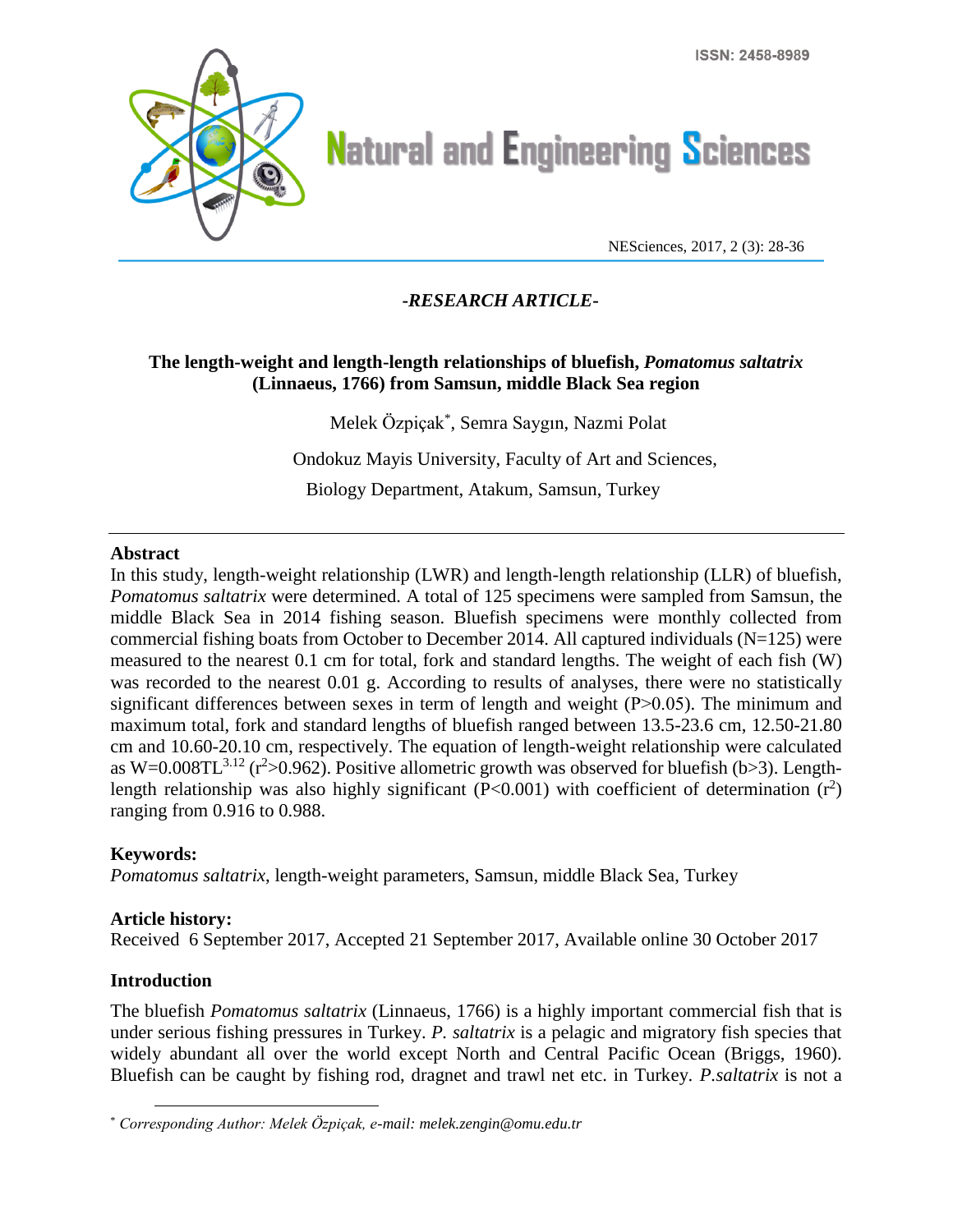-RESEARCH ARTICLE-

# The length-weight and length-length relationships of bluefish, *Pomatomus saltatrix* (Linnaeus, 1766) from Samsun, middle Black Sea region

Melek Özpiçak[*], Semra Saygın, Nazmi Polat

Ondokuz Mayis University, Faculty of Art and Sciences,

Biology Department, Atakum, Samsun, Turkey

## Abstract

In this study, length-weight relationship (LWR) and length-length relationship (LLR) of bluefish, *Pomatomus saltatrix* were determined. A total of 125 specimens were sampled from Samsun, the middle Black Sea in 2014 fishing season. Bluefish specimens were monthly collected from commercial fishing boats from October to December 2014. All captured individuals (N=125) were measured to the nearest 0.1 cm for total, fork and standard lengths. The weight of each fish (W) was recorded to the nearest 0.01 g. According to results of analyses, there were no statistically significant differences between sexes in term of length and weight ($P>0.05$). The minimum and maximum total, fork and standard lengths of bluefish ranged between 13.5-23.6 cm, 12.50-21.80 cm and 10.60-20.10 cm, respectively. The equation of length-weight relationship were calculated as $W=0.008TL^{3.12}$ ($r^2>0.962$). Positive allometric growth was observed for bluefish ($b>3$). Length-length relationship was also highly significant ($P<0.001$) with coefficient of determination ($r^2$) ranging from 0.916 to 0.988.

**Keywords:**

*Pomatomus saltatrix*, length-weight parameters, Samsun, middle Black Sea, Turkey

**Article history:**

Received 6 September 2017, Accepted 21 September 2017, Available online 30 October 2017

## Introduction

The bluefish *Pomatomus saltatrix* (Linnaeus, 1766) is a highly important commercial fish that is under serious fishing pressures in Turkey. *P. saltatrix* is a pelagic and migratory fish species that widely abundant all over the world except North and Central Pacific Ocean (Briggs, 1960). Bluefish can be caught by fishing rod, dragnet and trawl net etc. in Turkey. *P.saltatrix* is not a

[*] *Corresponding Author: Melek Özpiçak, e-mail: melek.zengin@omu.edu.tr*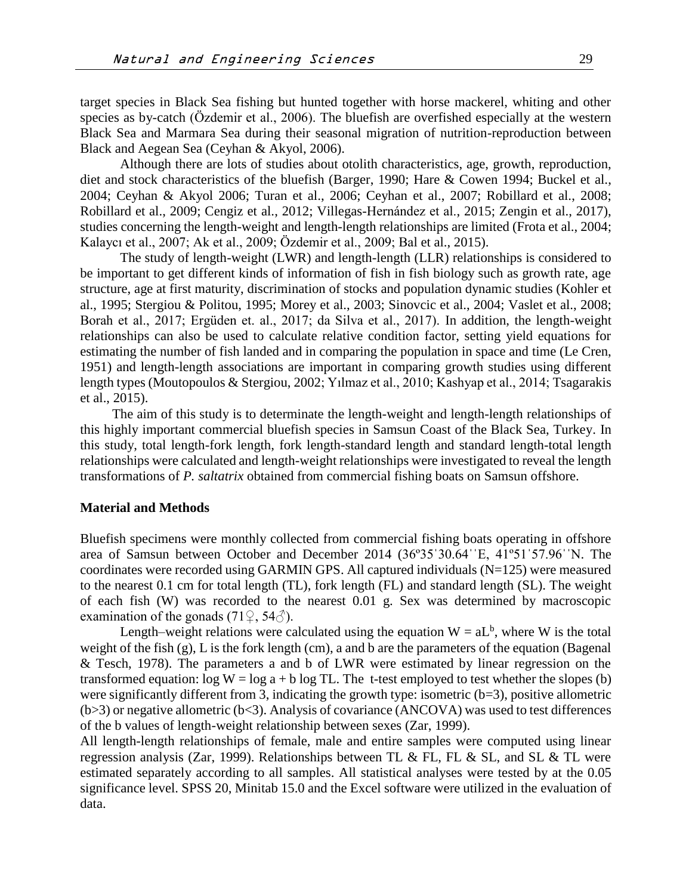target species in Black Sea fishing but hunted together with horse mackerel, whiting and other species as by-catch (Özdemir et al., 2006). The bluefish are overfished especially at the western Black Sea and Marmara Sea during their seasonal migration of nutrition-reproduction between Black and Aegean Sea (Ceyhan & Akyol, 2006).

Although there are lots of studies about otolith characteristics, age, growth, reproduction, diet and stock characteristics of the bluefish (Barger, 1990; Hare & Cowen 1994; Buckel et al., 2004; Ceyhan & Akyol 2006; Turan et al., 2006; Ceyhan et al., 2007; Robillard et al., 2008; Robillard et al., 2009; Cengiz et al., 2012; Villegas-Hernández et al., 2015; Zengin et al., 2017), studies concerning the length-weight and length-length relationships are limited (Frota et al., 2004; Kalaycı et al., 2007; Ak et al., 2009; Özdemir et al., 2009; Bal et al., 2015).

The study of length-weight (LWR) and length-length (LLR) relationships is considered to be important to get different kinds of information of fish in fish biology such as growth rate, age structure, age at first maturity, discrimination of stocks and population dynamic studies (Kohler et al., 1995; Stergiou & Politou, 1995; Morey et al., 2003; Sinovcic et al., 2004; Vaslet et al., 2008; Borah et al., 2017; Ergüden et. al., 2017; da Silva et al., 2017). In addition, the length-weight relationships can also be used to calculate relative condition factor, setting yield equations for estimating the number of fish landed and in comparing the population in space and time (Le Cren, 1951) and length-length associations are important in comparing growth studies using different length types (Moutopoulos & Stergiou, 2002; Yılmaz et al., 2010; Kashyap et al., 2014; Tsagarakis et al., 2015).

The aim of this study is to determinate the length-weight and length-length relationships of this highly important commercial bluefish species in Samsun Coast of the Black Sea, Turkey. In this study, total length-fork length, fork length-standard length and standard length-total length relationships were calculated and length-weight relationships were investigated to reveal the length transformations of *P. saltatrix* obtained from commercial fishing boats on Samsun offshore.

## Material and Methods

Bluefish specimens were monthly collected from commercial fishing boats operating in offshore area of Samsun between October and December 2014 (36º35ˈ30.64ˈˈE, 41º51ˈ57.96ˈˈN. The coordinates were recorded using GARMIN GPS. All captured individuals (N=125) were measured to the nearest 0.1 cm for total length (TL), fork length (FL) and standard length (SL). The weight of each fish (W) was recorded to the nearest 0.01 g. Sex was determined by macroscopic examination of the gonads (71♀, 54♂).

Length–weight relations were calculated using the equation $W = aL^b$, where W is the total weight of the fish (g), L is the fork length (cm), a and b are the parameters of the equation (Bagenal & Tesch, 1978). The parameters a and b of LWR were estimated by linear regression on the transformed equation: $\log W = \log a + b \log TL$. The t-test employed to test whether the slopes (b) were significantly different from 3, indicating the growth type: isometric (b=3), positive allometric (b>3) or negative allometric (b<3). Analysis of covariance (ANCOVA) was used to test differences of the b values of length-weight relationship between sexes (Zar, 1999).

All length-length relationships of female, male and entire samples were computed using linear regression analysis (Zar, 1999). Relationships between TL & FL, FL & SL, and SL & TL were estimated separately according to all samples. All statistical analyses were tested by at the 0.05 significance level. SPSS 20, Minitab 15.0 and the Excel software were utilized in the evaluation of data.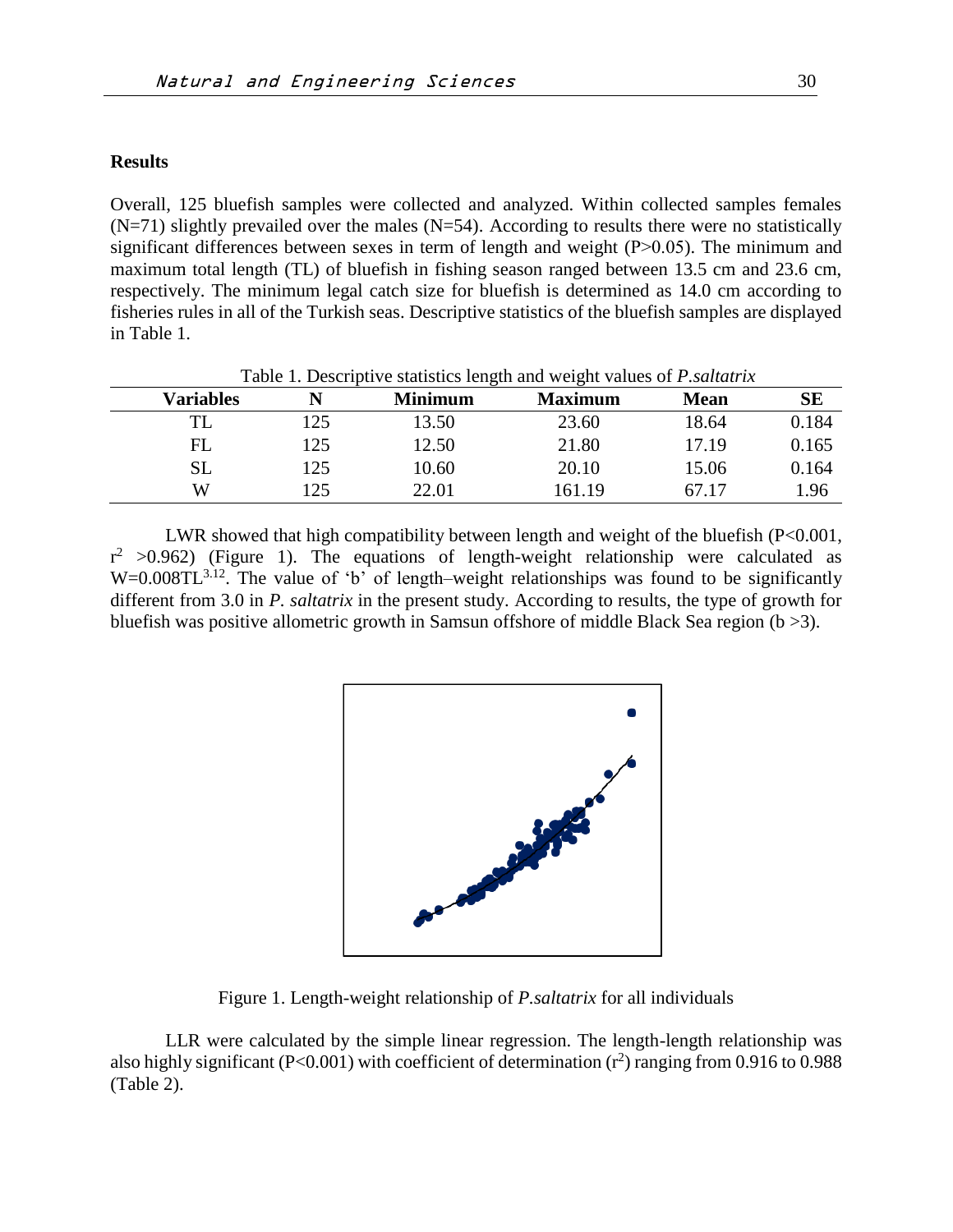## Results

Overall, 125 bluefish samples were collected and analyzed. Within collected samples females (N=71) slightly prevailed over the males (N=54). According to results there were no statistically significant differences between sexes in term of length and weight ($P>0.05$). The minimum and maximum total length (TL) of bluefish in fishing season ranged between 13.5 cm and 23.6 cm, respectively. The minimum legal catch size for bluefish is determined as 14.0 cm according to fisheries rules in all of the Turkish seas. Descriptive statistics of the bluefish samples are displayed in Table 1.

Table 1. Descriptive statistics length and weight values of *P.saltatrix*

| Variables | N | Minimum | Maximum | Mean | SE |
|---|---|---|---|---|---|
| TL | 125 | 13.50 | 23.60 | 18.64 | 0.184 |
| FL | 125 | 12.50 | 21.80 | 17.19 | 0.165 |
| SL | 125 | 10.60 | 20.10 | 15.06 | 0.164 |
| W | 125 | 22.01 | 161.19 | 67.17 | 1.96 |

LWR showed that high compatibility between length and weight of the bluefish ($P<0.001$, $r^2>0.962$) (Figure 1). The equations of length-weight relationship were calculated as $W=0.008TL^{3.12}$. The value of 'b' of length–weight relationships was found to be significantly different from 3.0 in *P. saltatrix* in the present study. According to results, the type of growth for bluefish was positive allometric growth in Samsun offshore of middle Black Sea region ($b>3$).

Figure 1. Length-weight relationship of *P.saltatrix* for all individuals

LLR were calculated by the simple linear regression. The length-length relationship was also highly significant ($P<0.001$) with coefficient of determination ($r^2$) ranging from 0.916 to 0.988 (Table 2).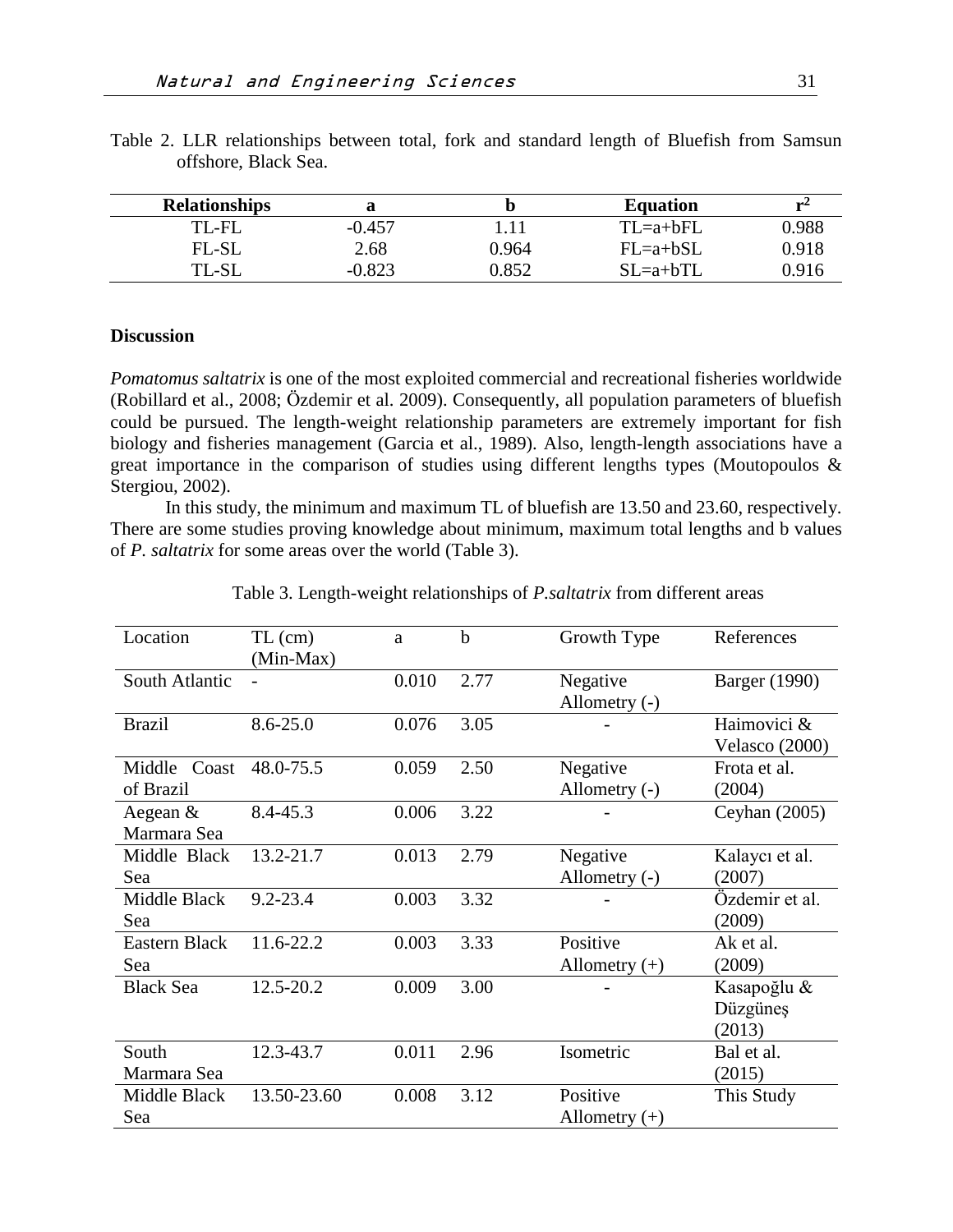Table 2. LLR relationships between total, fork and standard length of Bluefish from Samsun offshore, Black Sea.

| **Relationships** | **a** | **b** | **Equation** | $r^2$ |
|---|---|---|---|---|
| TL-FL | -0.457 | 1.11 | TL=a+bFL | 0.988 |
| FL-SL | 2.68 | 0.964 | FL=a+bSL | 0.918 |
| TL-SL | -0.823 | 0.852 | SL=a+bTL | 0.916 |

## Discussion

*Pomatomus saltatrix* is one of the most exploited commercial and recreational fisheries worldwide (Robillard et al., 2008; Özdemir et al. 2009). Consequently, all population parameters of bluefish could be pursued. The length-weight relationship parameters are extremely important for fish biology and fisheries management (Garcia et al., 1989). Also, length-length associations have a great importance in the comparison of studies using different lengths types (Moutopoulos & Stergiou, 2002).

In this study, the minimum and maximum TL of bluefish are 13.50 and 23.60, respectively. There are some studies proving knowledge about minimum, maximum total lengths and b values of *P. saltatrix* for some areas over the world (Table 3).

Table 3. Length-weight relationships of *P.saltatrix* from different areas

| Location | TL (cm) (Min-Max) | a | b | Growth Type | References |
|---|---|---|---|---|---|
| South Atlantic | - | 0.010 | 2.77 | Negative Allometry (-) | Barger (1990) |
| Brazil | 8.6-25.0 | 0.076 | 3.05 | - | Haimovici & Velasco (2000) |
| Middle Coast of Brazil | 48.0-75.5 | 0.059 | 2.50 | Negative Allometry (-) | Frota et al. (2004) |
| Aegean & Marmara Sea | 8.4-45.3 | 0.006 | 3.22 | - | Ceyhan (2005) |
| Middle Black Sea | 13.2-21.7 | 0.013 | 2.79 | Negative Allometry (-) | Kalaycı et al. (2007) |
| Middle Black Sea | 9.2-23.4 | 0.003 | 3.32 | - | Özdemir et al. (2009) |
| Eastern Black Sea | 11.6-22.2 | 0.003 | 3.33 | Positive Allometry (+) | Ak et al. (2009) |
| Black Sea | 12.5-20.2 | 0.009 | 3.00 | - | Kasapoğlu & Düzgüneş (2013) |
| South Marmara Sea | 12.3-43.7 | 0.011 | 2.96 | Isometric | Bal et al. (2015) |
| Middle Black Sea | 13.50-23.60 | 0.008 | 3.12 | Positive Allometry (+) | This Study |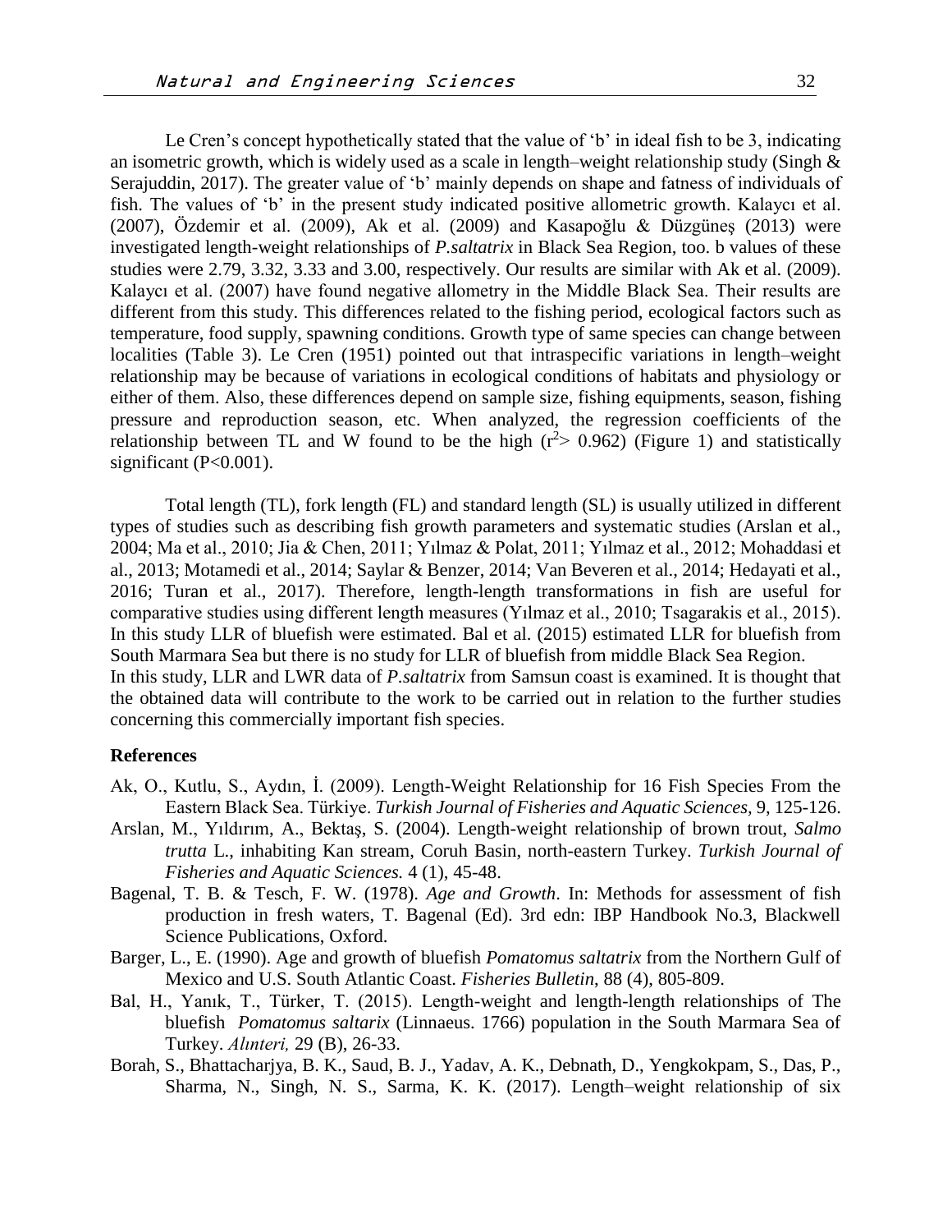Le Cren's concept hypothetically stated that the value of 'b' in ideal fish to be 3, indicating an isometric growth, which is widely used as a scale in length–weight relationship study (Singh & Serajuddin, 2017). The greater value of 'b' mainly depends on shape and fatness of individuals of fish. The values of 'b' in the present study indicated positive allometric growth. Kalaycı et al. (2007), Özdemir et al. (2009), Ak et al. (2009) and Kasapoğlu & Düzgüneş (2013) were investigated length-weight relationships of *P.saltatrix* in Black Sea Region, too. b values of these studies were 2.79, 3.32, 3.33 and 3.00, respectively. Our results are similar with Ak et al. (2009). Kalaycı et al. (2007) have found negative allometry in the Middle Black Sea. Their results are different from this study. This differences related to the fishing period, ecological factors such as temperature, food supply, spawning conditions. Growth type of same species can change between localities (Table 3). Le Cren (1951) pointed out that intraspecific variations in length–weight relationship may be because of variations in ecological conditions of habitats and physiology or either of them. Also, these differences depend on sample size, fishing equipments, season, fishing pressure and reproduction season, etc. When analyzed, the regression coefficients of the relationship between TL and W found to be the high ($r^2 > 0.962$) (Figure 1) and statistically significant ($P<0.001$).

Total length (TL), fork length (FL) and standard length (SL) is usually utilized in different types of studies such as describing fish growth parameters and systematic studies (Arslan et al., 2004; Ma et al., 2010; Jia & Chen, 2011; Yılmaz & Polat, 2011; Yılmaz et al., 2012; Mohaddasi et al., 2013; Motamedi et al., 2014; Saylar & Benzer, 2014; Van Beveren et al., 2014; Hedayati et al., 2016; Turan et al., 2017). Therefore, length-length transformations in fish are useful for comparative studies using different length measures (Yılmaz et al., 2010; Tsagarakis et al., 2015). In this study LLR of bluefish were estimated. Bal et al. (2015) estimated LLR for bluefish from South Marmara Sea but there is no study for LLR of bluefish from middle Black Sea Region.
In this study, LLR and LWR data of *P.saltatrix* from Samsun coast is examined. It is thought that the obtained data will contribute to the work to be carried out in relation to the further studies concerning this commercially important fish species.

## References

Ak, O., Kutlu, S., Aydın, İ. (2009). Length-Weight Relationship for 16 Fish Species From the Eastern Black Sea. Türkiye. *Turkish Journal of Fisheries and Aquatic Sciences*, 9, 125-126.

Arslan, M., Yıldırım, A., Bektaş, S. (2004). Length-weight relationship of brown trout, *Salmo trutta* L., inhabiting Kan stream, Coruh Basin, north-eastern Turkey. *Turkish Journal of Fisheries and Aquatic Sciences.* 4 (1), 45-48.

Bagenal, T. B. & Tesch, F. W. (1978). *Age and Growth*. In: Methods for assessment of fish production in fresh waters, T. Bagenal (Ed). 3rd edn: IBP Handbook No.3, Blackwell Science Publications, Oxford.

Barger, L., E. (1990). Age and growth of bluefish *Pomatomus saltatrix* from the Northern Gulf of Mexico and U.S. South Atlantic Coast. *Fisheries Bulletin*, 88 (4), 805-809.

Bal, H., Yanık, T., Türker, T. (2015). Length-weight and length-length relationships of The bluefish *Pomatomus saltarix* (Linnaeus. 1766) population in the South Marmara Sea of Turkey. *Alınteri,* 29 (B), 26-33.

Borah, S., Bhattacharjya, B. K., Saud, B. J., Yadav, A. K., Debnath, D., Yengkokpam, S., Das, P., Sharma, N., Singh, N. S., Sarma, K. K. (2017). Length–weight relationship of six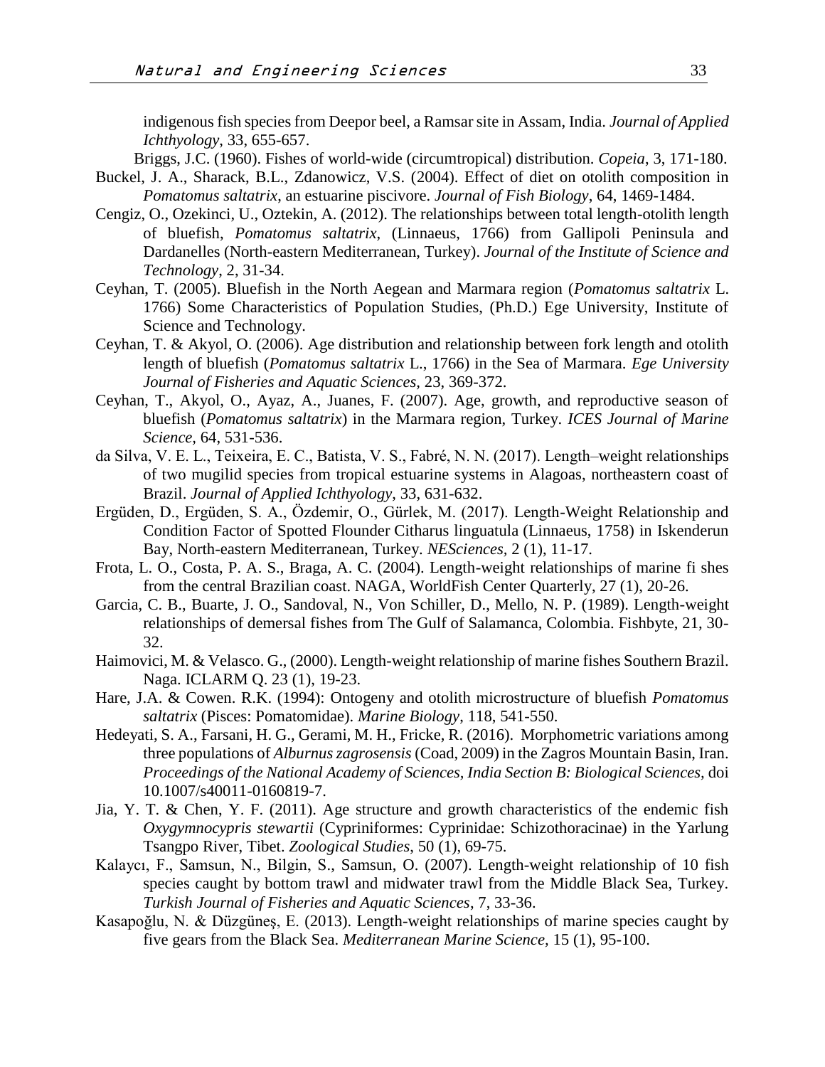indigenous fish species from Deepor beel, a Ramsar site in Assam, India. *Journal of Applied Ichthyology*, 33, 655-657.

Briggs, J.C. (1960). Fishes of world-wide (circumtropical) distribution. *Copeia*, 3, 171-180.

Buckel, J. A., Sharack, B.L., Zdanowicz, V.S. (2004). Effect of diet on otolith composition in *Pomatomus saltatrix*, an estuarine piscivore. *Journal of Fish Biology*, 64, 1469-1484.

Cengiz, O., Ozekinci, U., Oztekin, A. (2012). The relationships between total length-otolith length of bluefish, *Pomatomus saltatrix*, (Linnaeus, 1766) from Gallipoli Peninsula and Dardanelles (North-eastern Mediterranean, Turkey). *Journal of the Institute of Science and Technology*, 2, 31-34.

Ceyhan, T. (2005). Bluefish in the North Aegean and Marmara region (*Pomatomus saltatrix* L. 1766) Some Characteristics of Population Studies, (Ph.D.) Ege University, Institute of Science and Technology.

Ceyhan, T. & Akyol, O. (2006). Age distribution and relationship between fork length and otolith length of bluefish (*Pomatomus saltatrix* L., 1766) in the Sea of Marmara. *Ege University Journal of Fisheries and Aquatic Sciences*, 23, 369-372.

Ceyhan, T., Akyol, O., Ayaz, A., Juanes, F. (2007). Age, growth, and reproductive season of bluefish (*Pomatomus saltatrix*) in the Marmara region, Turkey. *ICES Journal of Marine Science,* 64, 531-536.

da Silva, V. E. L., Teixeira, E. C., Batista, V. S., Fabré, N. N. (2017). Length–weight relationships of two mugilid species from tropical estuarine systems in Alagoas, northeastern coast of Brazil. *Journal of Applied Ichthyology*, 33, 631-632.

Ergüden, D., Ergüden, S. A., Özdemir, O., Gürlek, M. (2017). Length-Weight Relationship and Condition Factor of Spotted Flounder Citharus linguatula (Linnaeus, 1758) in Iskenderun Bay, North-eastern Mediterranean, Turkey. *NESciences,* 2 (1), 11-17.

Frota, L. O., Costa, P. A. S., Braga, A. C. (2004). Length-weight relationships of marine fi shes from the central Brazilian coast. NAGA, WorldFish Center Quarterly, 27 (1), 20-26.

Garcia, C. B., Buarte, J. O., Sandoval, N., Von Schiller, D., Mello, N. P. (1989). Length-weight relationships of demersal fishes from The Gulf of Salamanca, Colombia. Fishbyte, 21, 30-32.

Haimovici, M. & Velasco. G., (2000). Length-weight relationship of marine fishes Southern Brazil. Naga. ICLARM Q. 23 (1), 19-23.

Hare, J.A. & Cowen. R.K. (1994): Ontogeny and otolith microstructure of bluefish *Pomatomus saltatrix* (Pisces: Pomatomidae). *Marine Biology*, 118, 541-550.

Hedeyati, S. A., Farsani, H. G., Gerami, M. H., Fricke, R. (2016). Morphometric variations among three populations of *Alburnus zagrosensis* (Coad, 2009) in the Zagros Mountain Basin, Iran. *Proceedings of the National Academy of Sciences, India Section B: Biological Sciences,* doi 10.1007/s40011-0160819-7.

Jia, Y. T. & Chen, Y. F. (2011). Age structure and growth characteristics of the endemic fish *Oxygymnocypris stewartii* (Cypriniformes: Cyprinidae: Schizothoracinae) in the Yarlung Tsangpo River, Tibet. *Zoological Studies*, 50 (1), 69-75.

Kalaycı, F., Samsun, N., Bilgin, S., Samsun, O. (2007). Length-weight relationship of 10 fish species caught by bottom trawl and midwater trawl from the Middle Black Sea, Turkey. *Turkish Journal of Fisheries and Aquatic Sciences*, 7, 33-36.

Kasapoğlu, N. & Düzgüneş, E. (2013). Length-weight relationships of marine species caught by five gears from the Black Sea. *Mediterranean Marine Science,* 15 (1), 95-100.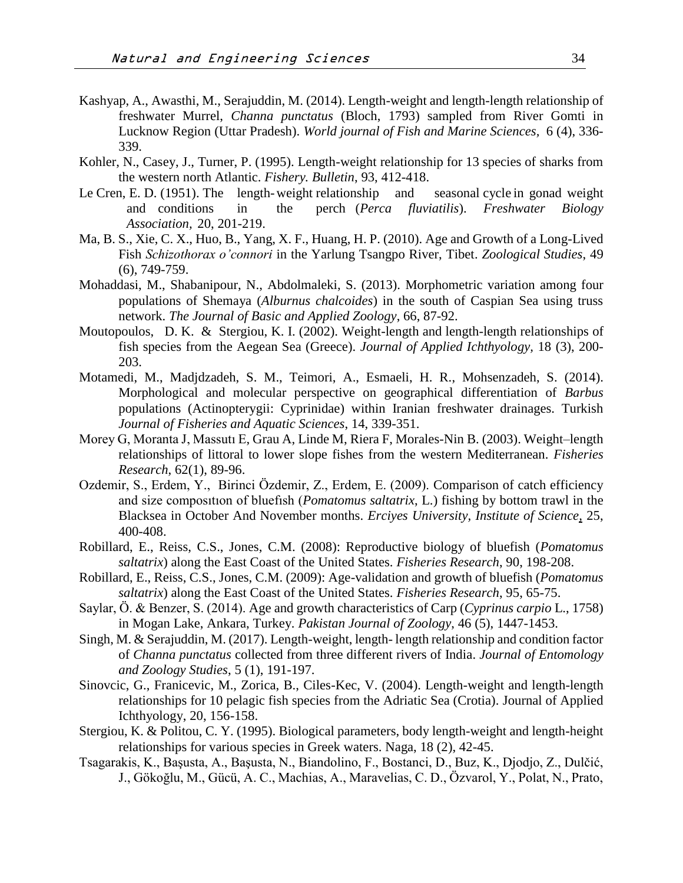Kashyap, A., Awasthi, M., Serajuddin, M. (2014). Length-weight and length-length relationship of freshwater Murrel, *Channa punctatus* (Bloch, 1793) sampled from River Gomti in Lucknow Region (Uttar Pradesh). *World journal of Fish and Marine Sciences*, 6 (4), 336-339.

Kohler, N., Casey, J., Turner, P. (1995). Length-weight relationship for 13 species of sharks from the western north Atlantic. *Fishery. Bulletin*, 93, 412-418.

Le Cren, E. D. (1951). The length-weight relationship and seasonal cycle in gonad weight and conditions in the perch (*Perca fluviatilis*). *Freshwater Biology Association*, 20, 201-219.

Ma, B. S., Xie, C. X., Huo, B., Yang, X. F., Huang, H. P. (2010). Age and Growth of a Long-Lived Fish *Schizothorax o'connori* in the Yarlung Tsangpo River, Tibet. *Zoological Studies*, 49 (6), 749-759.

Mohaddasi, M., Shabanipour, N., Abdolmaleki, S. (2013). Morphometric variation among four populations of Shemaya (*Alburnus chalcoides*) in the south of Caspian Sea using truss network. *The Journal of Basic and Applied Zoology*, 66, 87-92.

Moutopoulos, D. K. & Stergiou, K. I. (2002). Weight-length and length-length relationships of fish species from the Aegean Sea (Greece). *Journal of Applied Ichthyology*, 18 (3), 200-203.

Motamedi, M., Madjdzadeh, S. M., Teimori, A., Esmaeli, H. R., Mohsenzadeh, S. (2014). Morphological and molecular perspective on geographical differentiation of *Barbus* populations (Actinopterygii: Cyprinidae) within Iranian freshwater drainages. Turkish *Journal of Fisheries and Aquatic Sciences*, 14, 339-351.

Morey G, Moranta J, Massutı E, Grau A, Linde M, Riera F, Morales-Nin B. (2003). Weight–length relationships of littoral to lower slope fishes from the western Mediterranean. *Fisheries Research*, 62(1), 89-96.

Ozdemir, S., Erdem, Y., Birinci Özdemir, Z., Erdem, E. (2009). Comparison of catch efficiency and size composıtıon of bluefısh (*Pomatomus saltatrix*, L.) fishing by bottom trawl in the Blacksea in October And November months. *Erciyes University, Institute of Science*, 25, 400-408.

Robillard, E., Reiss, C.S., Jones, C.M. (2008): Reproductive biology of bluefish (*Pomatomus saltatrix*) along the East Coast of the United States. *Fisheries Research*, 90, 198-208.

Robillard, E., Reiss, C.S., Jones, C.M. (2009): Age-validation and growth of bluefish (*Pomatomus saltatrix*) along the East Coast of the United States. *Fisheries Research*, 95, 65-75.

Saylar, Ö. & Benzer, S. (2014). Age and growth characteristics of Carp (*Cyprinus carpio* L., 1758) in Mogan Lake, Ankara, Turkey. *Pakistan Journal of Zoology*, 46 (5), 1447-1453.

Singh, M. & Serajuddin, M. (2017). Length-weight, length- length relationship and condition factor of *Channa punctatus* collected from three different rivers of India. *Journal of Entomology and Zoology Studies*, 5 (1), 191-197.

Sinovcic, G., Franicevic, M., Zorica, B., Ciles-Kec, V. (2004). Length-weight and length-length relationships for 10 pelagic fish species from the Adriatic Sea (Crotia). Journal of Applied Ichthyology, 20, 156-158.

Stergiou, K. & Politou, C. Y. (1995). Biological parameters, body length-weight and length-height relationships for various species in Greek waters. Naga, 18 (2), 42-45.

Tsagarakis, K., Başusta, A., Başusta, N., Biandolino, F., Bostanci, D., Buz, K., Djodjo, Z., Dulčić, J., Gökoğlu, M., Gücü, A. C., Machias, A., Maravelias, C. D., Özvarol, Y., Polat, N., Prato,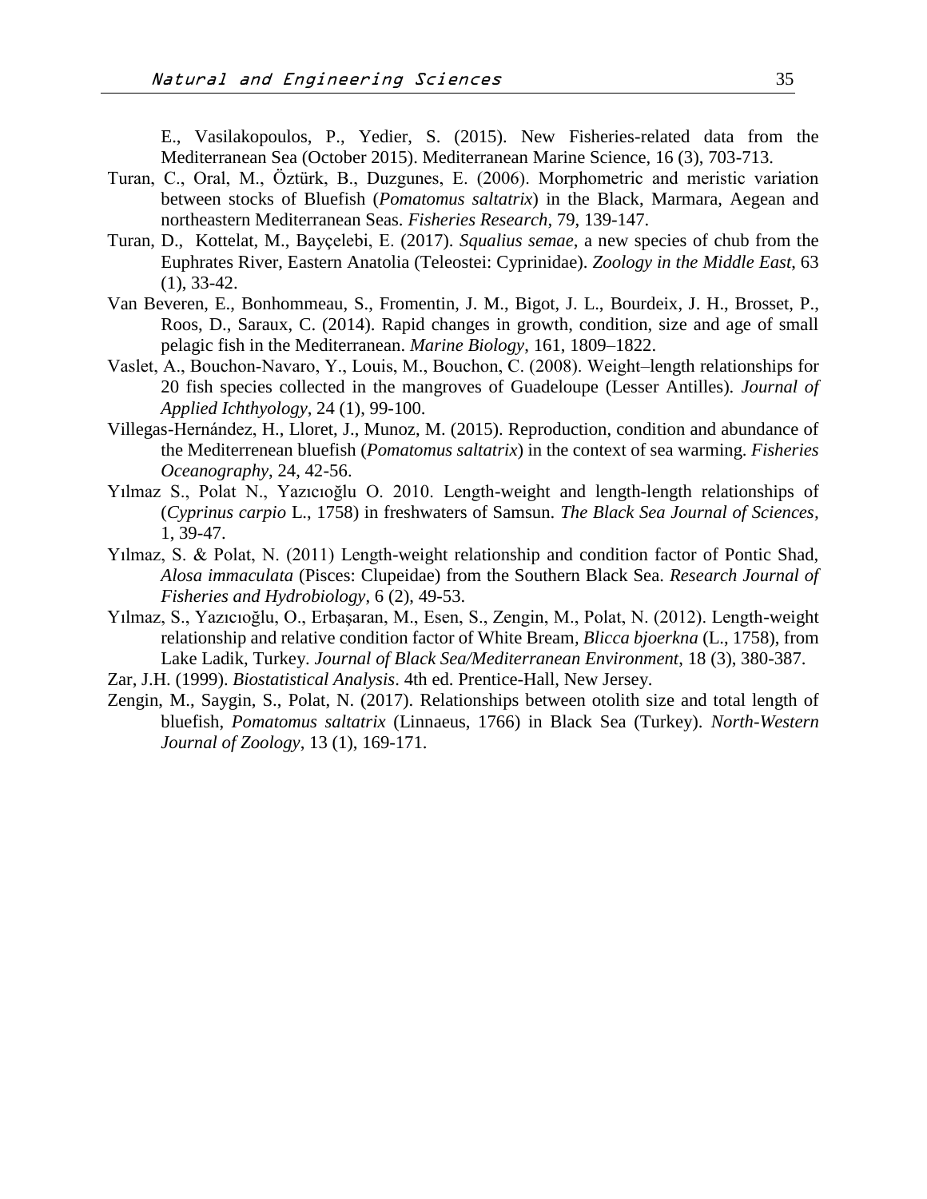E., Vasilakopoulos, P., Yedier, S. (2015). New Fisheries-related data from the Mediterranean Sea (October 2015). Mediterranean Marine Science, 16 (3), 703-713.

Turan, C., Oral, M., Öztürk, B., Duzgunes, E. (2006). Morphometric and meristic variation between stocks of Bluefish (*Pomatomus saltatrix*) in the Black, Marmara, Aegean and northeastern Mediterranean Seas. *Fisheries Research*, 79, 139-147.

Turan, D., Kottelat, M., Bayçelebi, E. (2017). *Squalius semae*, a new species of chub from the Euphrates River, Eastern Anatolia (Teleostei: Cyprinidae). *Zoology in the Middle East*, 63 (1), 33-42.

Van Beveren, E., Bonhommeau, S., Fromentin, J. M., Bigot, J. L., Bourdeix, J. H., Brosset, P., Roos, D., Saraux, C. (2014). Rapid changes in growth, condition, size and age of small pelagic fish in the Mediterranean. *Marine Biology*, 161, 1809–1822.

Vaslet, A., Bouchon-Navaro, Y., Louis, M., Bouchon, C. (2008). Weight–length relationships for 20 fish species collected in the mangroves of Guadeloupe (Lesser Antilles). *Journal of Applied Ichthyology*, 24 (1), 99-100.

Villegas-Hernández, H., Lloret, J., Munoz, M. (2015). Reproduction, condition and abundance of the Mediterrenean bluefish (*Pomatomus saltatrix*) in the context of sea warming. *Fisheries Oceanography*, 24, 42-56.

Yılmaz S., Polat N., Yazıcıoğlu O. 2010. Length-weight and length-length relationships of (*Cyprinus carpio* L., 1758) in freshwaters of Samsun. *The Black Sea Journal of Sciences*, 1, 39-47.

Yılmaz, S. & Polat, N. (2011) Length-weight relationship and condition factor of Pontic Shad, *Alosa immaculata* (Pisces: Clupeidae) from the Southern Black Sea. *Research Journal of Fisheries and Hydrobiology*, 6 (2), 49-53.

Yılmaz, S., Yazıcıoğlu, O., Erbaşaran, M., Esen, S., Zengin, M., Polat, N. (2012). Length-weight relationship and relative condition factor of White Bream, *Blicca bjoerkna* (L., 1758), from Lake Ladik, Turkey. *Journal of Black Sea/Mediterranean Environment*, 18 (3), 380-387.

Zar, J.H. (1999). *Biostatistical Analysis*. 4th ed. Prentice-Hall, New Jersey.

Zengin, M., Saygin, S., Polat, N. (2017). Relationships between otolith size and total length of bluefish, *Pomatomus saltatrix* (Linnaeus, 1766) in Black Sea (Turkey). *North-Western Journal of Zoology*, 13 (1), 169-171.